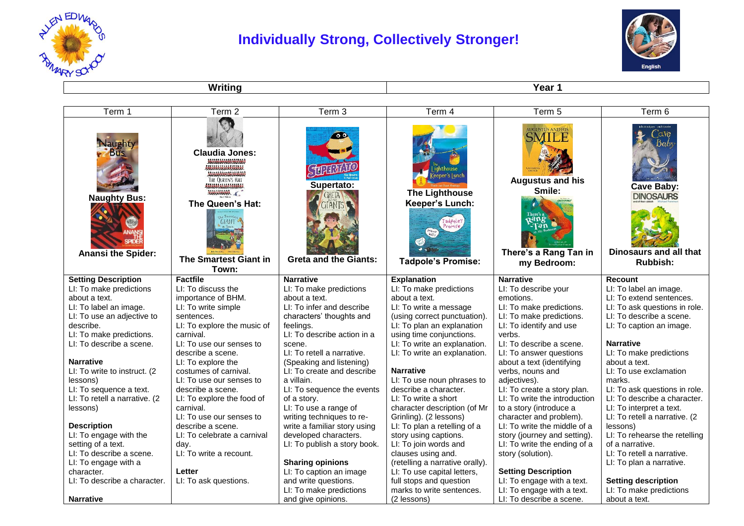# Individually Strong, Collectively Stronger!

| Writing | Year 1 |
|---|---|

| Term 1 | Term 2 | Term 3 | Term 4 | Term 5 | Term 6 |
|---|---|---|---|---|---|
| **Naughty Bus:** **Anansi the Spider:** | **Claudia Jones:** **The Queen's Hat:** **The Smartest Giant in Town:** | **Supertato:** **Greta and the Giants:** | **The Lighthouse Keeper's Lunch:** **Tadpole's Promise:** | **Augustus and his Smile:** **There's a Rang Tan in my Bedroom:** | **Cave Baby:** **Dinosaurs and all that Rubbish:** |
| **Setting Description**<br>LI: To make predictions about a text.<br>LI: To label an image.<br>LI: To use an adjective to describe.<br>LI: To make predictions.<br>LI: To describe a scene.<br><br>**Narrative**<br>LI: To write to instruct. (2 lessons)<br>LI: To sequence a text.<br>LI: To retell a narrative. (2 lessons)<br><br>**Description**<br>LI: To engage with the setting of a text.<br>LI: To describe a scene.<br>LI: To engage with a character.<br>LI: To describe a character.<br><br>**Narrative** | **Factfile**<br>LI: To discuss the importance of BHM.<br>LI: To write simple sentences.<br>LI: To explore the music of carnival.<br>LI: To use our senses to describe a scene.<br>LI: To explore the costumes of carnival.<br>LI: To use our senses to describe a scene.<br>LI: To explore the food of carnival.<br>LI: To use our senses to describe a scene.<br>LI: To celebrate a carnival day.<br>LI: To write a recount.<br><br>**Letter**<br>LI: To ask questions. | **Narrative**<br>LI: To make predictions about a text.<br>LI: To infer and describe characters' thoughts and feelings.<br>LI: To describe action in a scene.<br>LI: To retell a narrative. (Speaking and listening)<br>LI: To create and describe a villain.<br>LI: To sequence the events of a story.<br>LI: To use a range of writing techniques to re-write a familiar story using developed characters.<br>LI: To publish a story book.<br><br>**Sharing opinions**<br>LI: To caption an image and write questions.<br>LI: To make predictions and give opinions. | **Explanation**<br>LI: To make predictions about a text.<br>LI: To write a message (using correct punctuation).<br>LI: To plan an explanation using time conjunctions.<br>LI: To write an explanation.<br>LI: To write an explanation.<br><br>**Narrative**<br>LI: To use noun phrases to describe a character.<br>LI: To write a short character description (of Mr Grinling). (2 lessons)<br>LI: To plan a retelling of a story using captions.<br>LI: To join words and clauses using and. (retelling a narrative orally).<br>LI: To use capital letters, full stops and question marks to write sentences. (2 lessons) | **Narrative**<br>LI: To describe your emotions.<br>LI: To make predictions.<br>LI: To make predictions.<br>LI: To identify and use verbs.<br>LI: To describe a scene.<br>LI: To answer questions about a text (identifying verbs, nouns and adjectives).<br>LI: To create a story plan.<br>LI: To write the introduction to a story (introduce a character and problem).<br>LI: To write the middle of a story (journey and setting).<br>LI: To write the ending of a story (solution).<br><br>**Setting Description**<br>LI: To engage with a text.<br>LI: To engage with a text.<br>LI: To describe a scene. | **Recount**<br>LI: To label an image.<br>LI: To extend sentences.<br>LI: To ask questions in role.<br>LI: To describe a scene.<br>LI: To caption an image.<br><br>**Narrative**<br>LI: To make predictions about a text.<br>LI: To use exclamation marks.<br>LI: To ask questions in role.<br>LI: To describe a character.<br>LI: To interpret a text.<br>LI: To retell a narrative. (2 lessons)<br>LI: To rehearse the retelling of a narrative.<br>LI: To retell a narrative.<br>LI: To plan a narrative.<br><br>**Setting description**<br>LI: To make predictions about a text. |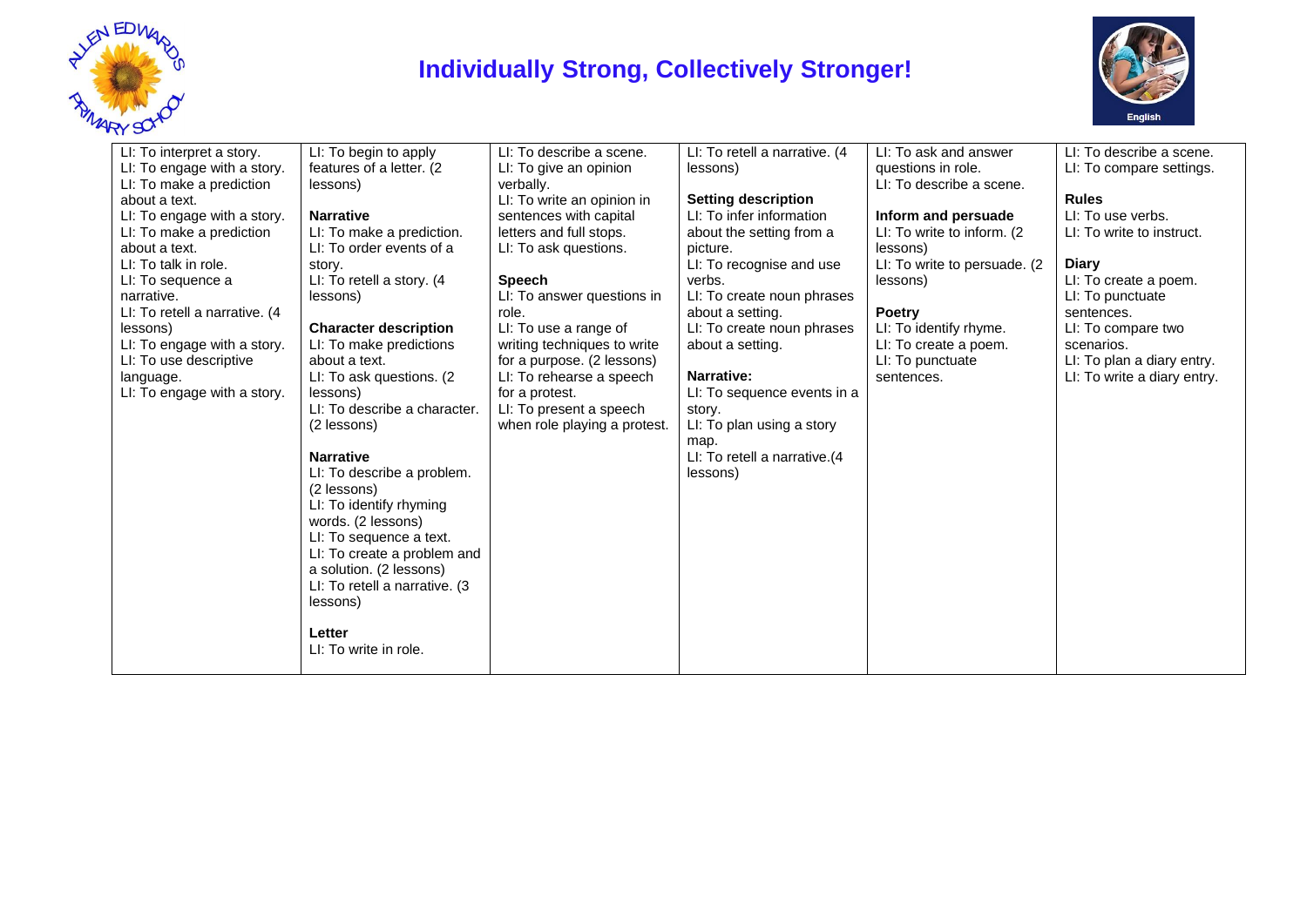# Individually Strong, Collectively Stronger!

English

| | | | | | |
|---|---|---|---|---|---|
| LI: To interpret a story.<br>LI: To engage with a story.<br>LI: To make a prediction about a text.<br>LI: To engage with a story.<br>LI: To make a prediction about a text.<br>LI: To talk in role.<br>LI: To sequence a narrative.<br>LI: To retell a narrative. (4 lessons)<br>LI: To engage with a story.<br>LI: To use descriptive language.<br>LI: To engage with a story. | LI: To begin to apply features of a letter. (2 lessons)<br><br>**Narrative**<br>LI: To make a prediction.<br>LI: To order events of a story.<br>LI: To retell a story. (4 lessons)<br><br>**Character description**<br>LI: To make predictions about a text.<br>LI: To ask questions. (2 lessons)<br>LI: To describe a character. (2 lessons)<br><br>**Narrative**<br>LI: To describe a problem. (2 lessons)<br>LI: To identify rhyming words. (2 lessons)<br>LI: To sequence a text.<br>LI: To create a problem and a solution. (2 lessons)<br>LI: To retell a narrative. (3 lessons)<br><br>**Letter**<br>LI: To write in role. | LI: To describe a scene.<br>LI: To give an opinion verbally.<br>LI: To write an opinion in sentences with capital letters and full stops.<br>LI: To ask questions.<br><br>**Speech**<br>LI: To answer questions in role.<br>LI: To use a range of writing techniques to write for a purpose. (2 lessons)<br>LI: To rehearse a speech for a protest.<br>LI: To present a speech when role playing a protest. | LI: To retell a narrative. (4 lessons)<br><br>**Setting description**<br>LI: To infer information about the setting from a picture.<br>LI: To recognise and use verbs.<br>LI: To create noun phrases about a setting.<br>LI: To create noun phrases about a setting.<br><br>**Narrative:**<br>LI: To sequence events in a story.<br>LI: To plan using a story map.<br>LI: To retell a narrative.(4 lessons) | LI: To ask and answer questions in role.<br>LI: To describe a scene.<br><br>**Inform and persuade**<br>LI: To write to inform. (2 lessons)<br>LI: To write to persuade. (2 lessons)<br><br>**Poetry**<br>LI: To identify rhyme.<br>LI: To create a poem.<br>LI: To punctuate sentences. | LI: To describe a scene.<br>LI: To compare settings.<br><br>**Rules**<br>LI: To use verbs.<br>LI: To write to instruct.<br><br>**Diary**<br>LI: To create a poem.<br>LI: To punctuate sentences.<br>LI: To compare two scenarios.<br>LI: To plan a diary entry.<br>LI: To write a diary entry. |